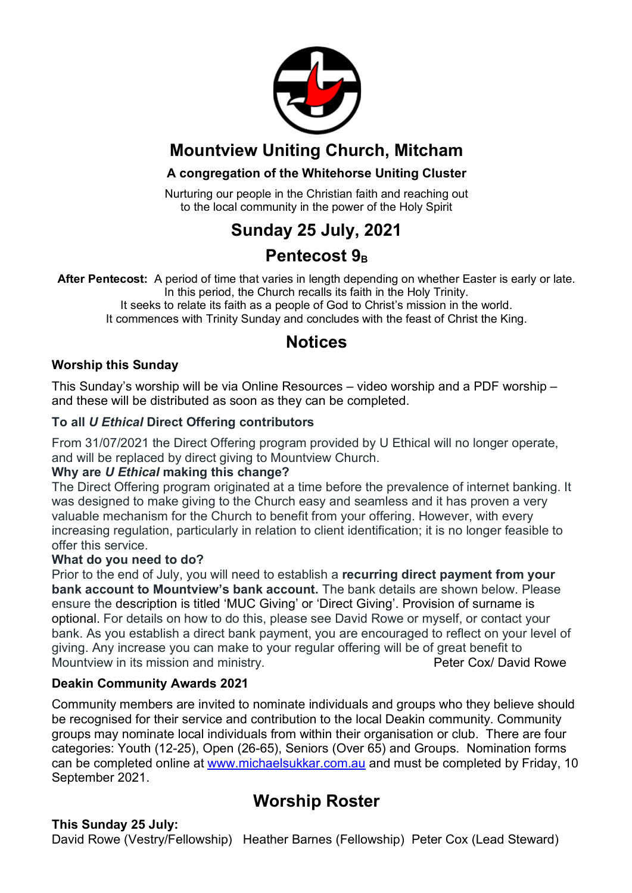# Mountview Uniting Church, Mitcham

**A congregation of the Whitehorse Uniting Cluster**

Nurturing our people in the Christian faith and reaching out to the local community in the power of the Holy Spirit

## Sunday 25 July, 2021

## Pentecost $9_B$

**After Pentecost:** A period of time that varies in length depending on whether Easter is early or late. In this period, the Church recalls its faith in the Holy Trinity. It seeks to relate its faith as a people of God to Christ's mission in the world. It commences with Trinity Sunday and concludes with the feast of Christ the King.

## Notices

### Worship this Sunday

This Sunday's worship will be via Online Resources – video worship and a PDF worship – and these will be distributed as soon as they can be completed.

### To all *U Ethical* Direct Offering contributors

From 31/07/2021 the Direct Offering program provided by U Ethical will no longer operate, and will be replaced by direct giving to Mountview Church.

**Why are *U Ethical* making this change?**

The Direct Offering program originated at a time before the prevalence of internet banking. It was designed to make giving to the Church easy and seamless and it has proven a very valuable mechanism for the Church to benefit from your offering. However, with every increasing regulation, particularly in relation to client identification; it is no longer feasible to offer this service.

**What do you need to do?**

Prior to the end of July, you will need to establish a **recurring direct payment from your bank account to Mountview's bank account.** The bank details are shown below. Please ensure the description is titled 'MUC Giving' or 'Direct Giving'. Provision of surname is optional. For details on how to do this, please see David Rowe or myself, or contact your bank. As you establish a direct bank payment, you are encouraged to reflect on your level of giving. Any increase you can make to your regular offering will be of great benefit to Mountview in its mission and ministry.

Peter Cox/ David Rowe

### Deakin Community Awards 2021

Community members are invited to nominate individuals and groups who they believe should be recognised for their service and contribution to the local Deakin community. Community groups may nominate local individuals from within their organisation or club. There are four categories: Youth (12-25), Open (26-65), Seniors (Over 65) and Groups. Nomination forms can be completed online at [www.michaelsukkar.com.au](http://www.michaelsukkar.com.au) and must be completed by Friday, 10 September 2021.

## Worship Roster

**This Sunday 25 July:**

David Rowe (Vestry/Fellowship) Heather Barnes (Fellowship) Peter Cox (Lead Steward)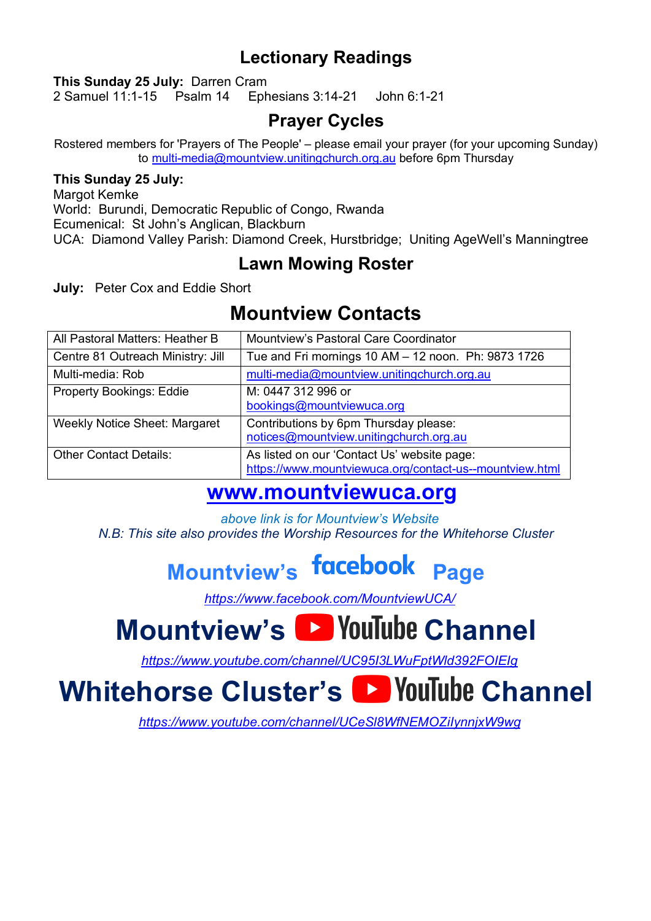## Lectionary Readings

**This Sunday 25 July:** Darren Cram
2 Samuel 11:1-15    Psalm 14    Ephesians 3:14-21    John 6:1-21

## Prayer Cycles

Rostered members for 'Prayers of The People' – please email your prayer (for your upcoming Sunday) to multi-media@mountview.unitingchurch.org.au before 6pm Thursday

**This Sunday 25 July:**
Margot Kemke
World: Burundi, Democratic Republic of Congo, Rwanda
Ecumenical: St John's Anglican, Blackburn
UCA: Diamond Valley Parish: Diamond Creek, Hurstbridge; Uniting AgeWell's Manningtree

## Lawn Mowing Roster

**July:** Peter Cox and Eddie Short

## Mountview Contacts

| | |
|---|---|
| All Pastoral Matters: Heather B | Mountview's Pastoral Care Coordinator |
| Centre 81 Outreach Ministry: Jill | Tue and Fri mornings 10 AM – 12 noon. Ph: 9873 1726 |
| Multi-media: Rob | multi-media@mountview.unitingchurch.org.au |
| Property Bookings: Eddie | M: 0447 312 996 or bookings@mountviewuca.org |
| Weekly Notice Sheet: Margaret | Contributions by 6pm Thursday please: notices@mountview.unitingchurch.org.au |
| Other Contact Details: | As listed on our 'Contact Us' website page: https://www.mountviewuca.org/contact-us--mountview.html |

## www.mountviewuca.org

*above link is for Mountview's Website*
*N.B: This site also provides the Worship Resources for the Whitehorse Cluster*

## Mountview's facebook Page

*https://www.facebook.com/MountviewUCA/*

## Mountview's YouTube Channel

*https://www.youtube.com/channel/UC95I3LWuFptWld392FOIEIg*

## Whitehorse Cluster's YouTube Channel

*https://www.youtube.com/channel/UCeSl8WfNEMOZiIynnjxW9wg*